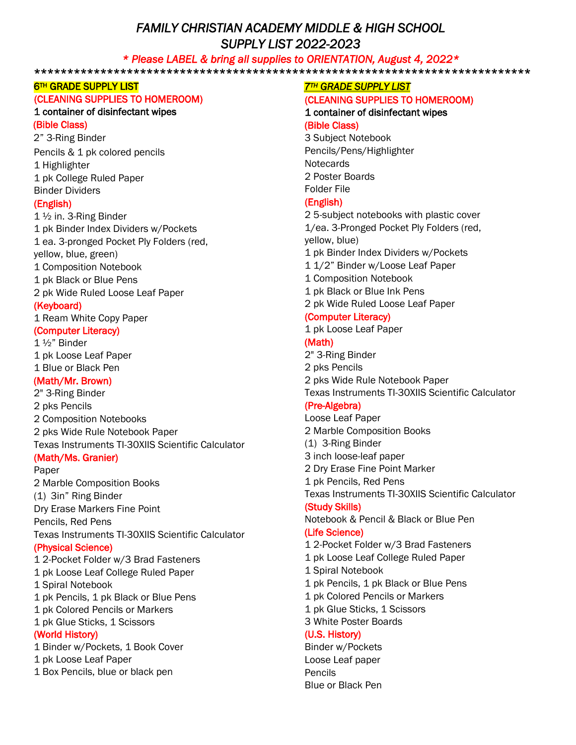# *FAMILY CHRISTIAN ACADEMY MIDDLE & HIGH SCHOOL*
# *SUPPLY LIST 2022-2023*

***\* Please LABEL & bring all supplies to ORIENTATION, August 4, 2022\****

*************************************************************************

## 6TH GRADE SUPPLY LIST

**(CLEANING SUPPLIES TO HOMEROOM)**
1 container of disinfectant wipes

**(Bible Class)**
2" 3-Ring Binder
Pencils & 1 pk colored pencils
1 Highlighter
1 pk College Ruled Paper
Binder Dividers

**(English)**
1 ½ in. 3-Ring Binder
1 pk Binder Index Dividers w/Pockets
1 ea. 3-pronged Pocket Ply Folders (red, yellow, blue, green)
1 Composition Notebook
1 pk Black or Blue Pens
2 pk Wide Ruled Loose Leaf Paper

**(Keyboard)**
1 Ream White Copy Paper

**(Computer Literacy)**
1 ½" Binder
1 pk Loose Leaf Paper
1 Blue or Black Pen

**(Math/Mr. Brown)**
2" 3-Ring Binder
2 pks Pencils
2 Composition Notebooks
2 pks Wide Rule Notebook Paper
Texas Instruments TI-30XIIS Scientific Calculator

**(Math/Ms. Granier)**
Paper
2 Marble Composition Books
(1) 3in" Ring Binder
Dry Erase Markers Fine Point
Pencils, Red Pens
Texas Instruments TI-30XIIS Scientific Calculator

**(Physical Science)**
1 2-Pocket Folder w/3 Brad Fasteners
1 pk Loose Leaf College Ruled Paper
1 Spiral Notebook
1 pk Pencils, 1 pk Black or Blue Pens
1 pk Colored Pencils or Markers
1 pk Glue Sticks, 1 Scissors

**(World History)**
1 Binder w/Pockets, 1 Book Cover
1 pk Loose Leaf Paper
1 Box Pencils, blue or black pen

## *7TH GRADE SUPPLY LIST*

**(CLEANING SUPPLIES TO HOMEROOM)**
1 container of disinfectant wipes

**(Bible Class)**
3 Subject Notebook
Pencils/Pens/Highlighter
Notecards
2 Poster Boards
Folder File

**(English)**
2 5-subject notebooks with plastic cover
1/ea. 3-Pronged Pocket Ply Folders (red, yellow, blue)
1 pk Binder Index Dividers w/Pockets
1 1/2" Binder w/Loose Leaf Paper
1 Composition Notebook
1 pk Black or Blue Ink Pens
2 pk Wide Ruled Loose Leaf Paper

**(Computer Literacy)**
1 pk Loose Leaf Paper

**(Math)**
2" 3-Ring Binder
2 pks Pencils
2 pks Wide Rule Notebook Paper
Texas Instruments TI-30XIIS Scientific Calculator

**(Pre-Algebra)**
Loose Leaf Paper
2 Marble Composition Books
(1) 3-Ring Binder
3 inch loose-leaf paper
2 Dry Erase Fine Point Marker
1 pk Pencils, Red Pens
Texas Instruments TI-30XIIS Scientific Calculator

**(Study Skills)**
Notebook & Pencil & Black or Blue Pen

**(Life Science)**
1 2-Pocket Folder w/3 Brad Fasteners
1 pk Loose Leaf College Ruled Paper
1 Spiral Notebook
1 pk Pencils, 1 pk Black or Blue Pens
1 pk Colored Pencils or Markers
1 pk Glue Sticks, 1 Scissors
3 White Poster Boards

**(U.S. History)**
Binder w/Pockets
Loose Leaf paper
Pencils
Blue or Black Pen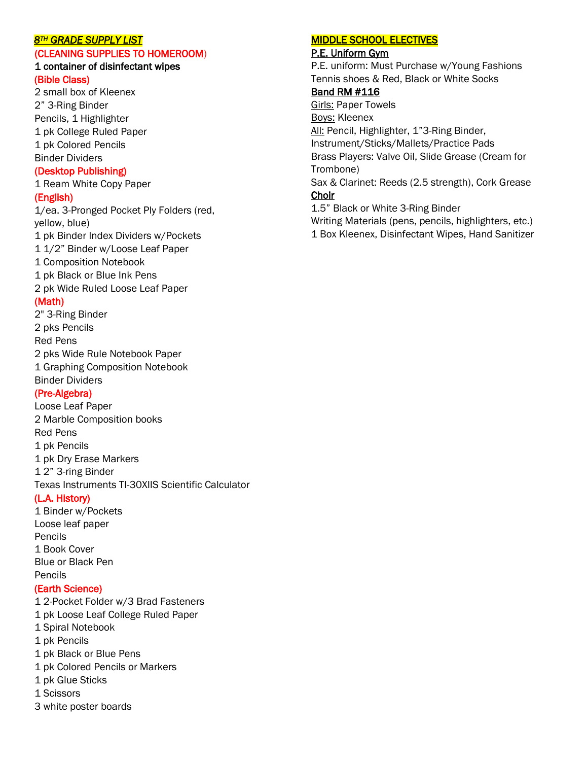## ***8TH GRADE SUPPLY LIST***

**(CLEANING SUPPLIES TO HOMEROOM)**

**1 container of disinfectant wipes**

### (Bible Class)

2 small box of Kleenex
2" 3-Ring Binder
Pencils, 1 Highlighter
1 pk College Ruled Paper
1 pk Colored Pencils
Binder Dividers

### (Desktop Publishing)

1 Ream White Copy Paper

### (English)

1/ea. 3-Pronged Pocket Ply Folders (red, yellow, blue)
1 pk Binder Index Dividers w/Pockets
1 1/2" Binder w/Loose Leaf Paper
1 Composition Notebook
1 pk Black or Blue Ink Pens
2 pk Wide Ruled Loose Leaf Paper

### (Math)

2" 3-Ring Binder
2 pks Pencils
Red Pens
2 pks Wide Rule Notebook Paper
1 Graphing Composition Notebook
Binder Dividers

### (Pre-Algebra)

Loose Leaf Paper
2 Marble Composition books
Red Pens
1 pk Pencils
1 pk Dry Erase Markers
1 2" 3-ring Binder
Texas Instruments TI-30XIIS Scientific Calculator

### (L.A. History)

1 Binder w/Pockets
Loose leaf paper
Pencils
1 Book Cover
Blue or Black Pen
Pencils

### (Earth Science)

1 2-Pocket Folder w/3 Brad Fasteners
1 pk Loose Leaf College Ruled Paper
1 Spiral Notebook
1 pk Pencils
1 pk Black or Blue Pens
1 pk Colored Pencils or Markers
1 pk Glue Sticks
1 Scissors
3 white poster boards

## MIDDLE SCHOOL ELECTIVES

### P.E. Uniform Gym

P.E. uniform: Must Purchase w/Young Fashions
Tennis shoes & Red, Black or White Socks

### Band RM #116

Girls: Paper Towels
Boys: Kleenex
All: Pencil, Highlighter, 1"3-Ring Binder, Instrument/Sticks/Mallets/Practice Pads
Brass Players: Valve Oil, Slide Grease (Cream for Trombone)
Sax & Clarinet: Reeds (2.5 strength), Cork Grease

### Choir

1.5" Black or White 3-Ring Binder
Writing Materials (pens, pencils, highlighters, etc.)
1 Box Kleenex, Disinfectant Wipes, Hand Sanitizer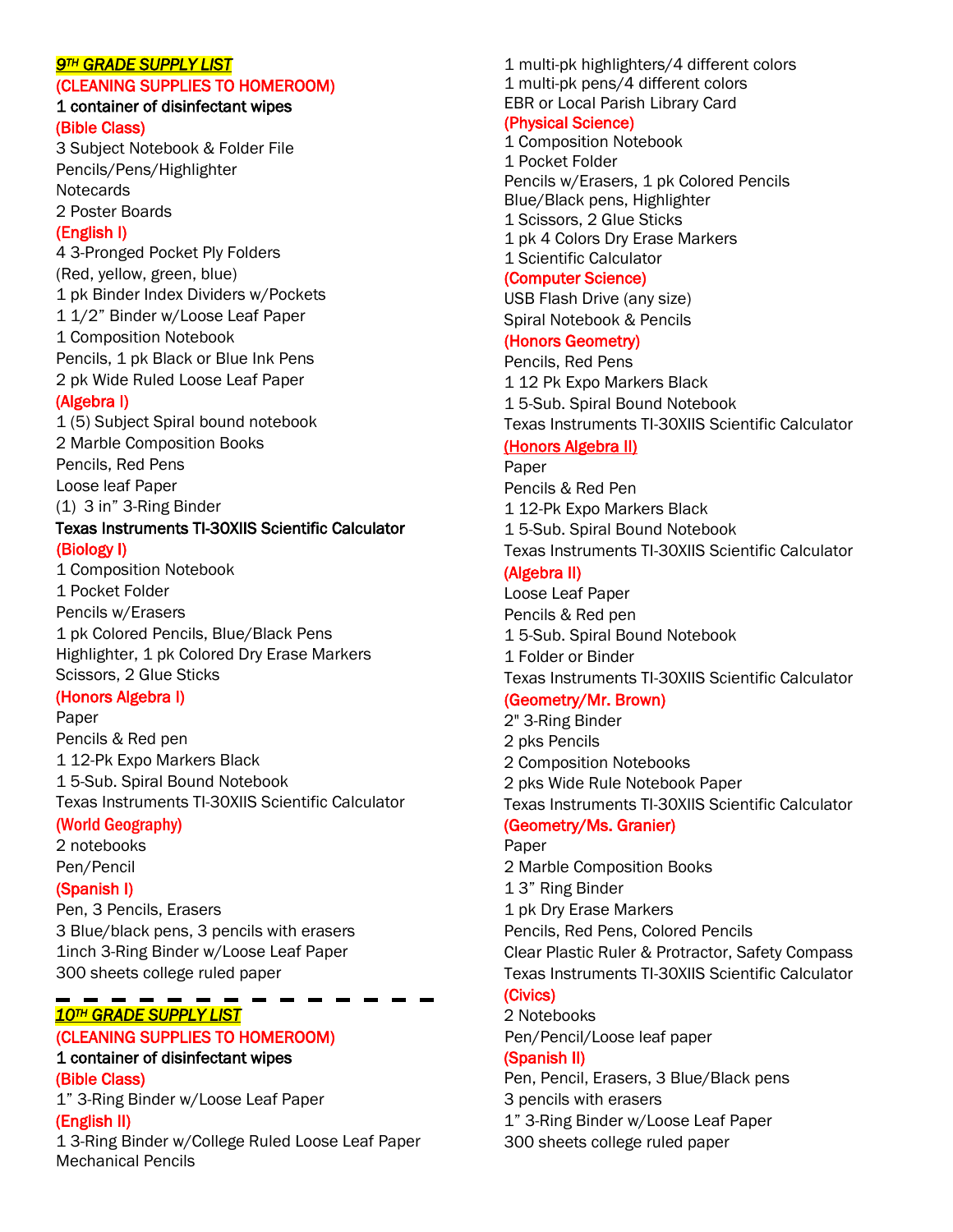## ***9TH GRADE SUPPLY LIST***

**(CLEANING SUPPLIES TO HOMEROOM)**

**1 container of disinfectant wipes**

**(Bible Class)**

3 Subject Notebook & Folder File
Pencils/Pens/Highlighter
Notecards
2 Poster Boards

**(English I)**

4 3-Pronged Pocket Ply Folders
(Red, yellow, green, blue)
1 pk Binder Index Dividers w/Pockets
1 1/2" Binder w/Loose Leaf Paper
1 Composition Notebook
Pencils, 1 pk Black or Blue Ink Pens
2 pk Wide Ruled Loose Leaf Paper

**(Algebra I)**

1 (5) Subject Spiral bound notebook
2 Marble Composition Books
Pencils, Red Pens
Loose leaf Paper
(1) 3 in" 3-Ring Binder
**Texas Instruments TI-30XIIS Scientific Calculator**

**(Biology I)**

1 Composition Notebook
1 Pocket Folder
Pencils w/Erasers
1 pk Colored Pencils, Blue/Black Pens
Highlighter, 1 pk Colored Dry Erase Markers
Scissors, 2 Glue Sticks

**(Honors Algebra I)**

Paper
Pencils & Red pen
1 12-Pk Expo Markers Black
1 5-Sub. Spiral Bound Notebook
Texas Instruments TI-30XIIS Scientific Calculator

**(World Geography)**

2 notebooks
Pen/Pencil

**(Spanish I)**

Pen, 3 Pencils, Erasers
3 Blue/black pens, 3 pencils with erasers
1inch 3-Ring Binder w/Loose Leaf Paper
300 sheets college ruled paper

---

## ***10TH GRADE SUPPLY LIST***

**(CLEANING SUPPLIES TO HOMEROOM)**

**1 container of disinfectant wipes**

**(Bible Class)**

1" 3-Ring Binder w/Loose Leaf Paper

**(English II)**

1 3-Ring Binder w/College Ruled Loose Leaf Paper
Mechanical Pencils
1 multi-pk highlighters/4 different colors
1 multi-pk pens/4 different colors
EBR or Local Parish Library Card

**(Physical Science)**

1 Composition Notebook
1 Pocket Folder
Pencils w/Erasers, 1 pk Colored Pencils
Blue/Black pens, Highlighter
1 Scissors, 2 Glue Sticks
1 pk 4 Colors Dry Erase Markers
1 Scientific Calculator

**(Computer Science)**

USB Flash Drive (any size)
Spiral Notebook & Pencils

**(Honors Geometry)**

Pencils, Red Pens
1 12 Pk Expo Markers Black
1 5-Sub. Spiral Bound Notebook
Texas Instruments TI-30XIIS Scientific Calculator

**(Honors Algebra II)**

Paper
Pencils & Red Pen
1 12-Pk Expo Markers Black
1 5-Sub. Spiral Bound Notebook
Texas Instruments TI-30XIIS Scientific Calculator

**(Algebra II)**

Loose Leaf Paper
Pencils & Red pen
1 5-Sub. Spiral Bound Notebook
1 Folder or Binder
Texas Instruments TI-30XIIS Scientific Calculator

**(Geometry/Mr. Brown)**

2" 3-Ring Binder
2 pks Pencils
2 Composition Notebooks
2 pks Wide Rule Notebook Paper
Texas Instruments TI-30XIIS Scientific Calculator

**(Geometry/Ms. Granier)**

Paper
2 Marble Composition Books
1 3" Ring Binder
1 pk Dry Erase Markers
Pencils, Red Pens, Colored Pencils
Clear Plastic Ruler & Protractor, Safety Compass
Texas Instruments TI-30XIIS Scientific Calculator

**(Civics)**

2 Notebooks
Pen/Pencil/Loose leaf paper

**(Spanish II)**

Pen, Pencil, Erasers, 3 Blue/Black pens
3 pencils with erasers
1" 3-Ring Binder w/Loose Leaf Paper
300 sheets college ruled paper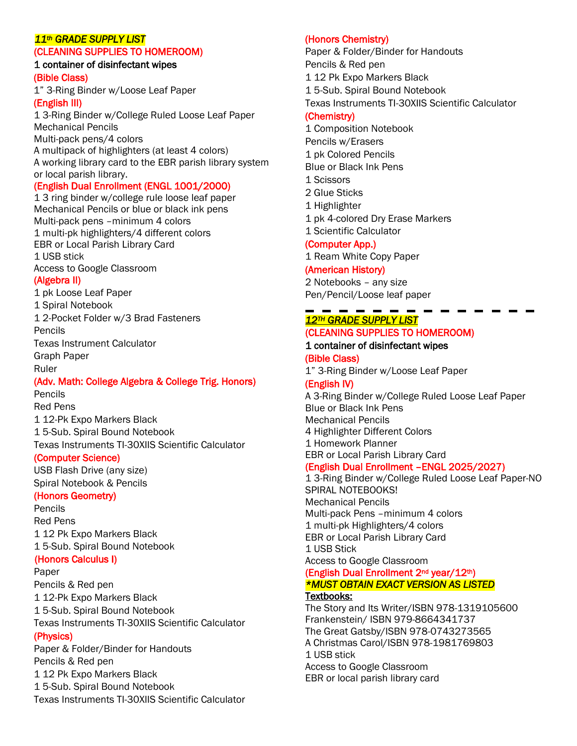## *11th GRADE SUPPLY LIST*

**(CLEANING SUPPLIES TO HOMEROOM)**

**1 container of disinfectant wipes**

**(Bible Class)**

1" 3-Ring Binder w/Loose Leaf Paper

**(English III)**

1 3-Ring Binder w/College Ruled Loose Leaf Paper
Mechanical Pencils
Multi-pack pens/4 colors
A multipack of highlighters (at least 4 colors)
A working library card to the EBR parish library system or local parish library.

**(English Dual Enrollment (ENGL 1001/2000)**

1 3 ring binder w/college rule loose leaf paper
Mechanical Pencils or blue or black ink pens
Multi-pack pens –minimum 4 colors
1 multi-pk highlighters/4 different colors
EBR or Local Parish Library Card
1 USB stick
Access to Google Classroom

**(Algebra II)**

1 pk Loose Leaf Paper
1 Spiral Notebook
1 2-Pocket Folder w/3 Brad Fasteners
Pencils
Texas Instrument Calculator
Graph Paper
Ruler

**(Adv. Math: College Algebra & College Trig. Honors)**

Pencils
Red Pens
1 12-Pk Expo Markers Black
1 5-Sub. Spiral Bound Notebook
Texas Instruments TI-30XIIS Scientific Calculator

**(Computer Science)**

USB Flash Drive (any size)
Spiral Notebook & Pencils

**(Honors Geometry)**

Pencils
Red Pens
1 12 Pk Expo Markers Black
1 5-Sub. Spiral Bound Notebook

**(Honors Calculus I)**

Paper
Pencils & Red pen
1 12-Pk Expo Markers Black
1 5-Sub. Spiral Bound Notebook
Texas Instruments TI-30XIIS Scientific Calculator

**(Physics)**

Paper & Folder/Binder for Handouts
Pencils & Red pen
1 12 Pk Expo Markers Black
1 5-Sub. Spiral Bound Notebook
Texas Instruments TI-30XIIS Scientific Calculator

**(Honors Chemistry)**

Paper & Folder/Binder for Handouts
Pencils & Red pen
1 12 Pk Expo Markers Black
1 5-Sub. Spiral Bound Notebook
Texas Instruments TI-30XIIS Scientific Calculator

**(Chemistry)**

1 Composition Notebook
Pencils w/Erasers
1 pk Colored Pencils
Blue or Black Ink Pens
1 Scissors
2 Glue Sticks
1 Highlighter
1 pk 4-colored Dry Erase Markers
1 Scientific Calculator

**(Computer App.)**

1 Ream White Copy Paper

**(American History)**

2 Notebooks – any size
Pen/Pencil/Loose leaf paper

---

## *12TH GRADE SUPPLY LIST*

**(CLEANING SUPPLIES TO HOMEROOM)**

**1 container of disinfectant wipes**

**(Bible Class)**

1" 3-Ring Binder w/Loose Leaf Paper

**(English IV)**

A 3-Ring Binder w/College Ruled Loose Leaf Paper
Blue or Black Ink Pens
Mechanical Pencils
4 Highlighter Different Colors
1 Homework Planner
EBR or Local Parish Library Card

**(English Dual Enrollment –ENGL 2025/2027)**

1 3-Ring Binder w/College Ruled Loose Leaf Paper-NO SPIRAL NOTEBOOKS!
Mechanical Pencils
Multi-pack Pens –minimum 4 colors
1 multi-pk Highlighters/4 colors
EBR or Local Parish Library Card
1 USB Stick
Access to Google Classroom

**(English Dual Enrollment 2nd year/12th)**

***\*MUST OBTAIN EXACT VERSION AS LISTED***

**Textbooks:**

The Story and Its Writer/ISBN 978-1319105600
Frankenstein/ ISBN 979-8664341737
The Great Gatsby/ISBN 978-0743273565
A Christmas Carol/ISBN 978-1981769803
1 USB stick
Access to Google Classroom
EBR or local parish library card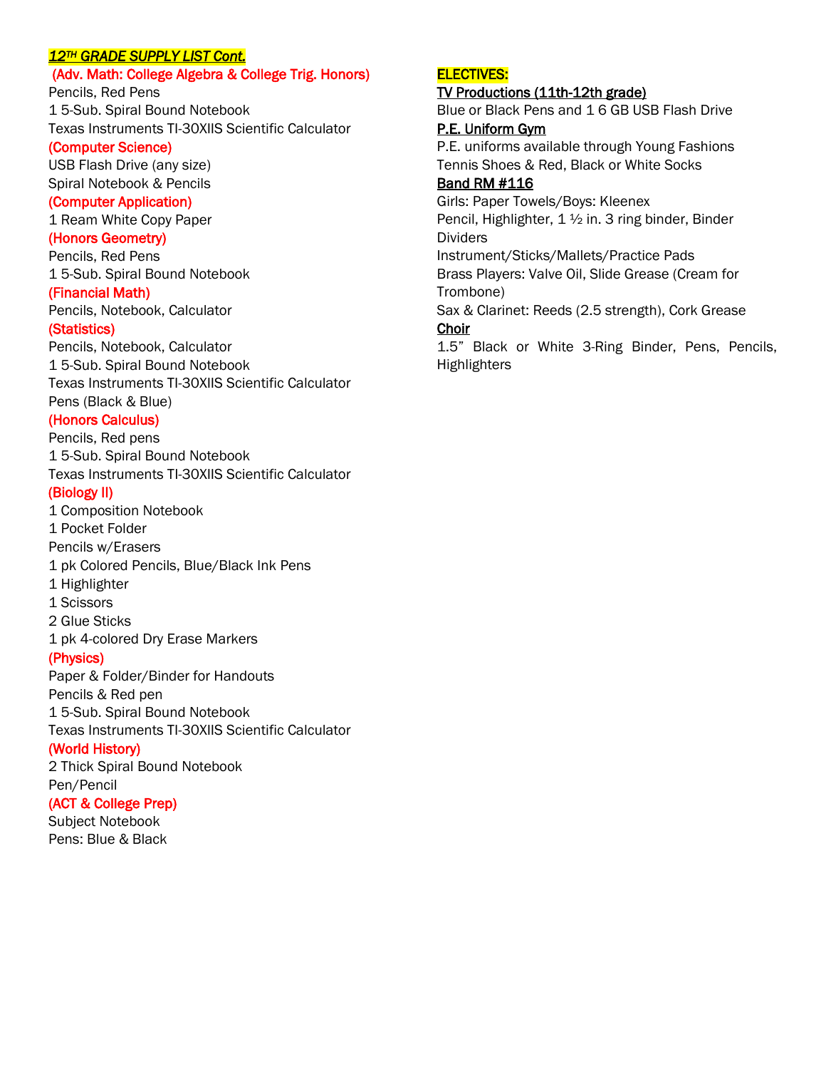***12TH GRADE SUPPLY LIST Cont.***

**(Adv. Math: College Algebra & College Trig. Honors)**

Pencils, Red Pens
1 5-Sub. Spiral Bound Notebook
Texas Instruments TI-30XIIS Scientific Calculator

**(Computer Science)**

USB Flash Drive (any size)
Spiral Notebook & Pencils

**(Computer Application)**

1 Ream White Copy Paper

**(Honors Geometry)**

Pencils, Red Pens
1 5-Sub. Spiral Bound Notebook

**(Financial Math)**

Pencils, Notebook, Calculator

**(Statistics)**

Pencils, Notebook, Calculator
1 5-Sub. Spiral Bound Notebook
Texas Instruments TI-30XIIS Scientific Calculator
Pens (Black & Blue)

**(Honors Calculus)**

Pencils, Red pens
1 5-Sub. Spiral Bound Notebook
Texas Instruments TI-30XIIS Scientific Calculator

**(Biology II)**

1 Composition Notebook
1 Pocket Folder
Pencils w/Erasers
1 pk Colored Pencils, Blue/Black Ink Pens
1 Highlighter
1 Scissors
2 Glue Sticks
1 pk 4-colored Dry Erase Markers

**(Physics)**

Paper & Folder/Binder for Handouts
Pencils & Red pen
1 5-Sub. Spiral Bound Notebook
Texas Instruments TI-30XIIS Scientific Calculator

**(World History)**

2 Thick Spiral Bound Notebook
Pen/Pencil

**(ACT & College Prep)**

Subject Notebook
Pens: Blue & Black

**ELECTIVES:**

**TV Productions (11th-12th grade)**

Blue or Black Pens and 1 6 GB USB Flash Drive

**P.E. Uniform Gym**

P.E. uniforms available through Young Fashions
Tennis Shoes & Red, Black or White Socks

**Band RM #116**

Girls: Paper Towels/Boys: Kleenex
Pencil, Highlighter, 1 ½ in. 3 ring binder, Binder Dividers
Instrument/Sticks/Mallets/Practice Pads
Brass Players: Valve Oil, Slide Grease (Cream for Trombone)
Sax & Clarinet: Reeds (2.5 strength), Cork Grease

**Choir**

1.5" Black or White 3-Ring Binder, Pens, Pencils, Highlighters